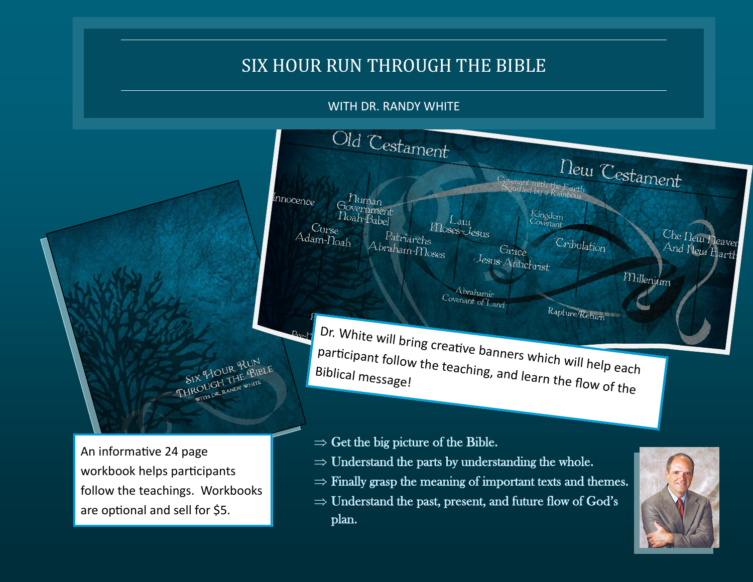# SIX HOUR RUN THROUGH THE BIBLE

WITH DR. RANDY WHITE

Dr. White will bring creative banners which will help each participant follow the teaching, and learn the flow of the Biblical message!

An informative 24 page workbook helps participants follow the teachings. Workbooks are optional and sell for $5.

⇒ Get the big picture of the Bible.

⇒ Understand the parts by understanding the whole.

⇒ Finally grasp the meaning of important texts and themes.

⇒ Understand the past, present, and future flow of God's plan.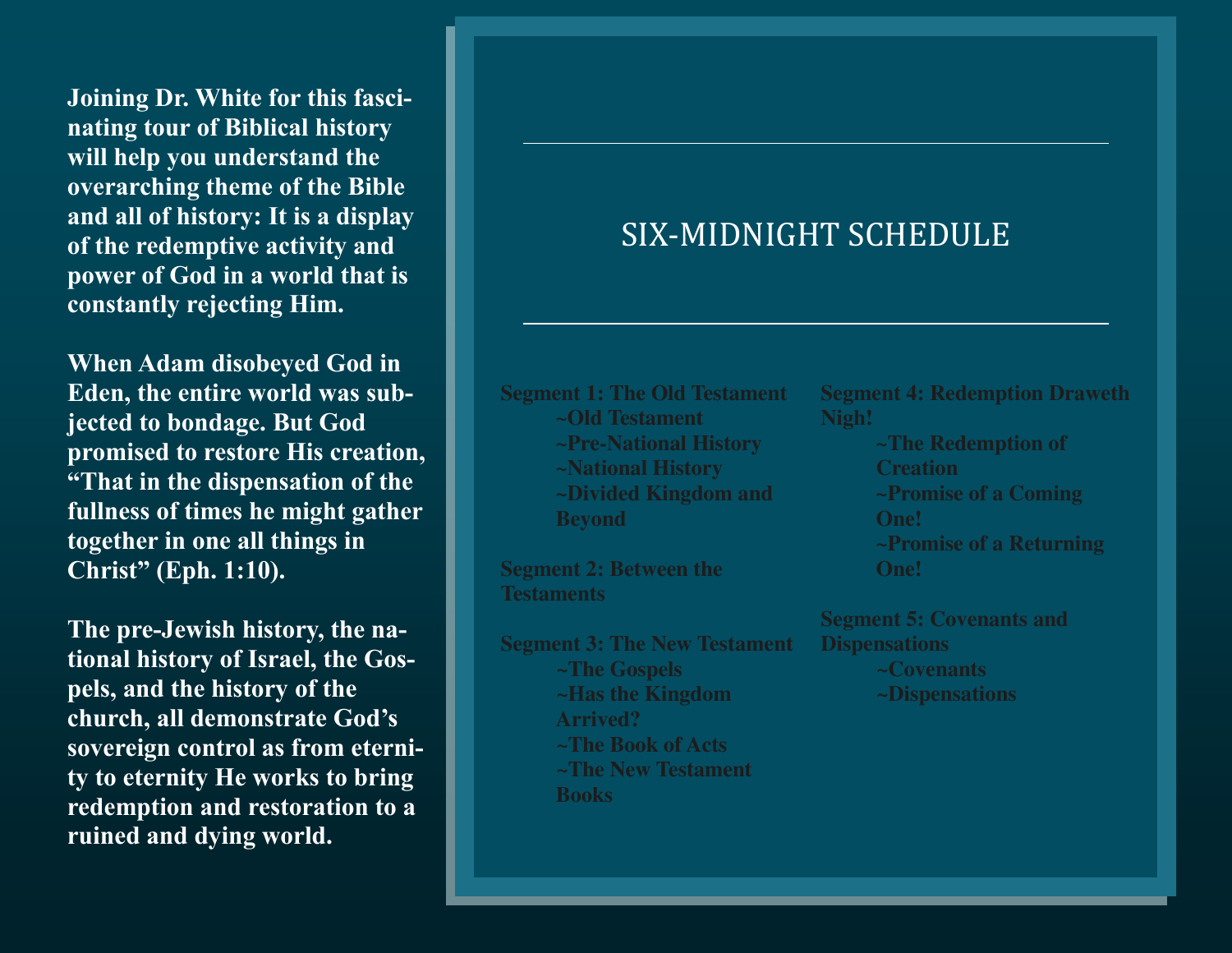**Joining Dr. White for this fascinating tour of Biblical history will help you understand the overarching theme of the Bible and all of history: It is a display of the redemptive activity and power of God in a world that is constantly rejecting Him.**

**When Adam disobeyed God in Eden, the entire world was subjected to bondage. But God promised to restore His creation, "That in the dispensation of the fullness of times he might gather together in one all things in Christ" (Eph. 1:10).**

**The pre-Jewish history, the national history of Israel, the Gospels, and the history of the church, all demonstrate God's sovereign control as from eternity to eternity He works to bring redemption and restoration to a ruined and dying world.**

---

## SIX-MIDNIGHT SCHEDULE

---

**Segment 1: The Old Testament**
- ~Old Testament
- ~Pre-National History
- ~National History
- ~Divided Kingdom and Beyond

**Segment 2: Between the Testaments**

**Segment 3: The New Testament**
- ~The Gospels
- ~Has the Kingdom Arrived?
- ~The Book of Acts
- ~The New Testament Books

**Segment 4: Redemption Draweth Nigh!**
- ~The Redemption of Creation
- ~Promise of a Coming One!
- ~Promise of a Returning One!

**Segment 5: Covenants and Dispensations**
- ~Covenants
- ~Dispensations